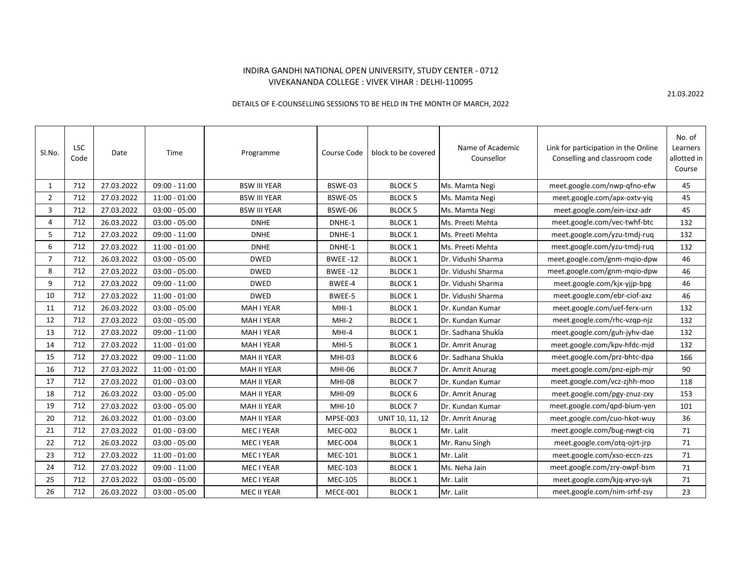INDIRA GANDHI NATIONAL OPEN UNIVERSITY, STUDY CENTER - 0712
VIVEKANANDA COLLEGE : VIVEK VIHAR : DELHI-110095

21.03.2022

DETAILS OF E-COUNSELLING SESSIONS TO BE HELD IN THE MONTH OF MARCH, 2022

| Sl.No. | LSC Code | Date | Time | Programme | Course Code | block to be covered | Name of Academic Counsellor | Link for participation in the Online Conselling and classroom code | No. of Learners allotted in Course |
|---|---|---|---|---|---|---|---|---|---|
| 1 | 712 | 27.03.2022 | 09:00 - 11:00 | BSW III YEAR | BSWE-03 | BLOCK 5 | Ms. Mamta Negi | meet.google.com/nwp-qfno-efw | 45 |
| 2 | 712 | 27.03.2022 | 11:00 - 01:00 | BSW III YEAR | BSWE-05 | BLOCK 5 | Ms. Mamta Negi | meet.google.com/apx-oxtv-yiq | 45 |
| 3 | 712 | 27.03.2022 | 03:00 - 05:00 | BSW III YEAR | BSWE-06 | BLOCK 5 | Ms. Mamta Negi | meet.google.com/ein-izxz-adr | 45 |
| 4 | 712 | 26.03.2022 | 03:00 - 05:00 | DNHE | DNHE-1 | BLOCK 1 | Ms. Preeti Mehta | meet.google.com/vec-twhf-btc | 132 |
| 5 | 712 | 27.03.2022 | 09:00 - 11:00 | DNHE | DNHE-1 | BLOCK 1 | Ms. Preeti Mehta | meet.google.com/yzu-tmdj-ruq | 132 |
| 6 | 712 | 27.03.2022 | 11:00 - 01:00 | DNHE | DNHE-1 | BLOCK 1 | Ms. Preeti Mehta | meet.google.com/yzu-tmdj-ruq | 132 |
| 7 | 712 | 26.03.2022 | 03:00 - 05:00 | DWED | BWEE -12 | BLOCK 1 | Dr. Vidushi Sharma | meet.google.com/gnm-mqio-dpw | 46 |
| 8 | 712 | 27.03.2022 | 03:00 - 05:00 | DWED | BWEE -12 | BLOCK 1 | Dr. Vidushi Sharma | meet.google.com/gnm-mqio-dpw | 46 |
| 9 | 712 | 27.03.2022 | 09:00 - 11:00 | DWED | BWEE-4 | BLOCK 1 | Dr. Vidushi Sharma | meet.google.com/kjx-yjjp-bpg | 46 |
| 10 | 712 | 27.03.2022 | 11:00 - 01:00 | DWED | BWEE-5 | BLOCK 1 | Dr. Vidushi Sharma | meet.google.com/ebr-ciof-axz | 46 |
| 11 | 712 | 26.03.2022 | 03:00 - 05:00 | MAH I YEAR | MHI-1 | BLOCK 1 | Dr. Kundan Kumar | meet.google.com/uef-ferx-urn | 132 |
| 12 | 712 | 27.03.2022 | 03:00 - 05:00 | MAH I YEAR | MHI-2 | BLOCK 1 | Dr. Kundan Kumar | meet.google.com/rhc-vzqp-njz | 132 |
| 13 | 712 | 27.03.2022 | 09:00 - 11:00 | MAH I YEAR | MHI-4 | BLOCK 1 | Dr. Sadhana Shukla | meet.google.com/guh-jyhv-dae | 132 |
| 14 | 712 | 27.03.2022 | 11:00 - 01:00 | MAH I YEAR | MHI-5 | BLOCK 1 | Dr. Amrit Anurag | meet.google.com/kpv-hfdc-mjd | 132 |
| 15 | 712 | 27.03.2022 | 09:00 - 11:00 | MAH II YEAR | MHI-03 | BLOCK 6 | Dr. Sadhana Shukla | meet.google.com/prz-bhtc-dpa | 166 |
| 16 | 712 | 27.03.2022 | 11:00 - 01:00 | MAH II YEAR | MHI-06 | BLOCK 7 | Dr. Amrit Anurag | meet.google.com/pnz-ejph-mjr | 90 |
| 17 | 712 | 27.03.2022 | 01:00 - 03:00 | MAH II YEAR | MHI-08 | BLOCK 7 | Dr. Kundan Kumar | meet.google.com/vcz-zjhh-moo | 118 |
| 18 | 712 | 26.03.2022 | 03:00 - 05:00 | MAH II YEAR | MHI-09 | BLOCK 6 | Dr. Amrit Anurag | meet.google.com/pgy-znuz-zxy | 153 |
| 19 | 712 | 27.03.2022 | 03:00 - 05:00 | MAH II YEAR | MHI-10 | BLOCK 7 | Dr. Kundan Kumar | meet.google.com/qpd-bium-yen | 101 |
| 20 | 712 | 26.03.2022 | 01:00 - 03:00 | MAH II YEAR | MPSE-003 | UNIT 10, 11, 12 | Dr. Amrit Anurag | meet.google.com/cuo-hkot-wuy | 36 |
| 21 | 712 | 27.03.2022 | 01:00 - 03:00 | MEC I YEAR | MEC-002 | BLOCK 1 | Mr. Lalit | meet.google.com/bug-nwgt-ciq | 71 |
| 22 | 712 | 26.03.2022 | 03:00 - 05:00 | MEC I YEAR | MEC-004 | BLOCK 1 | Mr. Ranu Singh | meet.google.com/otq-ojrt-jrp | 71 |
| 23 | 712 | 27.03.2022 | 11:00 - 01:00 | MEC I YEAR | MEC-101 | BLOCK 1 | Mr. Lalit | meet.google.com/xso-eccn-zzs | 71 |
| 24 | 712 | 27.03.2022 | 09:00 - 11:00 | MEC I YEAR | MEC-103 | BLOCK 1 | Ms. Neha Jain | meet.google.com/zry-owpf-bsm | 71 |
| 25 | 712 | 27.03.2022 | 03:00 - 05:00 | MEC I YEAR | MEC-105 | BLOCK 1 | Mr. Lalit | meet.google.com/kjq-xryo-syk | 71 |
| 26 | 712 | 26.03.2022 | 03:00 - 05:00 | MEC II YEAR | MECE-001 | BLOCK 1 | Mr. Lalit | meet.google.com/nim-srhf-zsy | 23 |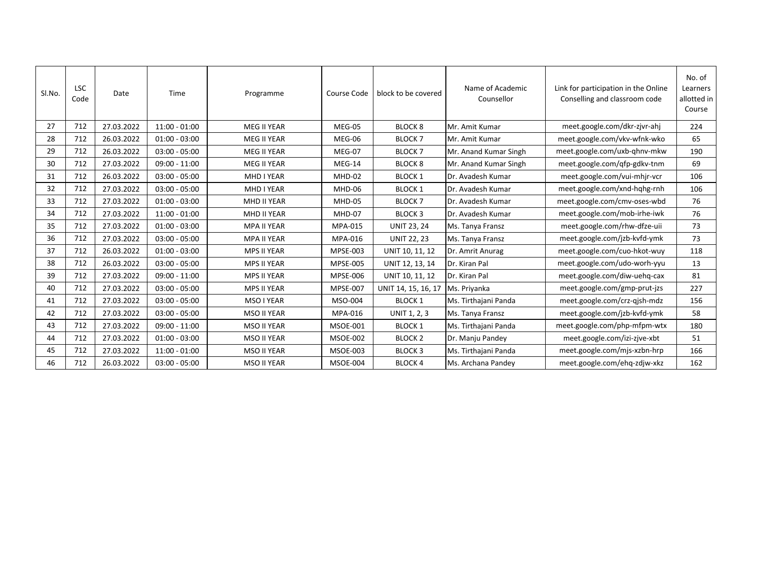| Sl.No. | LSC Code | Date | Time | Programme | Course Code | block to be covered | Name of Academic Counsellor | Link for participation in the Online Conselling and classroom code | No. of Learners allotted in Course |
|---|---|---|---|---|---|---|---|---|---|
| 27 | 712 | 27.03.2022 | 11:00 - 01:00 | MEG II YEAR | MEG-05 | BLOCK 8 | Mr. Amit Kumar | meet.google.com/dkr-zjvr-ahj | 224 |
| 28 | 712 | 26.03.2022 | 01:00 - 03:00 | MEG II YEAR | MEG-06 | BLOCK 7 | Mr. Amit Kumar | meet.google.com/vkv-wfnk-wko | 65 |
| 29 | 712 | 26.03.2022 | 03:00 - 05:00 | MEG II YEAR | MEG-07 | BLOCK 7 | Mr. Anand Kumar Singh | meet.google.com/uxb-qhnv-mkw | 190 |
| 30 | 712 | 27.03.2022 | 09:00 - 11:00 | MEG II YEAR | MEG-14 | BLOCK 8 | Mr. Anand Kumar Singh | meet.google.com/qfp-gdkv-tnm | 69 |
| 31 | 712 | 26.03.2022 | 03:00 - 05:00 | MHD I YEAR | MHD-02 | BLOCK 1 | Dr. Avadesh Kumar | meet.google.com/vui-mhjr-vcr | 106 |
| 32 | 712 | 27.03.2022 | 03:00 - 05:00 | MHD I YEAR | MHD-06 | BLOCK 1 | Dr. Avadesh Kumar | meet.google.com/xnd-hqhg-rnh | 106 |
| 33 | 712 | 27.03.2022 | 01:00 - 03:00 | MHD II YEAR | MHD-05 | BLOCK 7 | Dr. Avadesh Kumar | meet.google.com/cmv-oses-wbd | 76 |
| 34 | 712 | 27.03.2022 | 11:00 - 01:00 | MHD II YEAR | MHD-07 | BLOCK 3 | Dr. Avadesh Kumar | meet.google.com/mob-irhe-iwk | 76 |
| 35 | 712 | 27.03.2022 | 01:00 - 03:00 | MPA II YEAR | MPA-015 | UNIT 23, 24 | Ms. Tanya Fransz | meet.google.com/rhw-dfze-uii | 73 |
| 36 | 712 | 27.03.2022 | 03:00 - 05:00 | MPA II YEAR | MPA-016 | UNIT 22, 23 | Ms. Tanya Fransz | meet.google.com/jzb-kvfd-ymk | 73 |
| 37 | 712 | 26.03.2022 | 01:00 - 03:00 | MPS II YEAR | MPSE-003 | UNIT 10, 11, 12 | Dr. Amrit Anurag | meet.google.com/cuo-hkot-wuy | 118 |
| 38 | 712 | 26.03.2022 | 03:00 - 05:00 | MPS II YEAR | MPSE-005 | UNIT 12, 13, 14 | Dr. Kiran Pal | meet.google.com/udo-worh-yyu | 13 |
| 39 | 712 | 27.03.2022 | 09:00 - 11:00 | MPS II YEAR | MPSE-006 | UNIT 10, 11, 12 | Dr. Kiran Pal | meet.google.com/diw-uehq-cax | 81 |
| 40 | 712 | 27.03.2022 | 03:00 - 05:00 | MPS II YEAR | MPSE-007 | UNIT 14, 15, 16, 17 | Ms. Priyanka | meet.google.com/gmp-prut-jzs | 227 |
| 41 | 712 | 27.03.2022 | 03:00 - 05:00 | MSO I YEAR | MSO-004 | BLOCK 1 | Ms. Tirthajani Panda | meet.google.com/crz-qjsh-mdz | 156 |
| 42 | 712 | 27.03.2022 | 03:00 - 05:00 | MSO II YEAR | MPA-016 | UNIT 1, 2, 3 | Ms. Tanya Fransz | meet.google.com/jzb-kvfd-ymk | 58 |
| 43 | 712 | 27.03.2022 | 09:00 - 11:00 | MSO II YEAR | MSOE-001 | BLOCK 1 | Ms. Tirthajani Panda | meet.google.com/php-mfpm-wtx | 180 |
| 44 | 712 | 27.03.2022 | 01:00 - 03:00 | MSO II YEAR | MSOE-002 | BLOCK 2 | Dr. Manju Pandey | meet.google.com/izi-zjve-xbt | 51 |
| 45 | 712 | 27.03.2022 | 11:00 - 01:00 | MSO II YEAR | MSOE-003 | BLOCK 3 | Ms. Tirthajani Panda | meet.google.com/mjs-xzbn-hrp | 166 |
| 46 | 712 | 26.03.2022 | 03:00 - 05:00 | MSO II YEAR | MSOE-004 | BLOCK 4 | Ms. Archana Pandey | meet.google.com/ehq-zdjw-xkz | 162 |